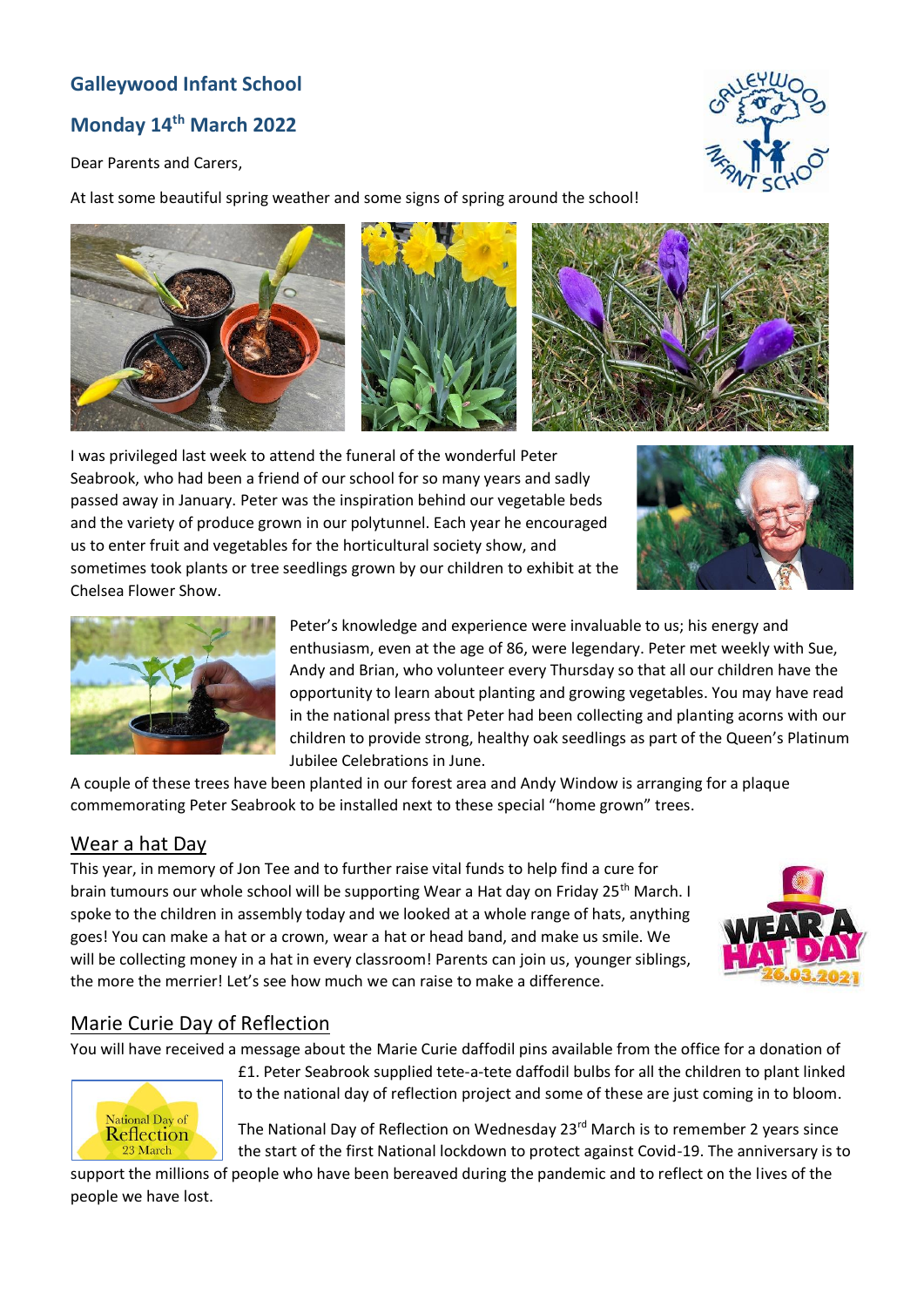## Galleywood Infant School

## Monday 14th March 2022

Dear Parents and Carers,

At last some beautiful spring weather and some signs of spring around the school!

I was privileged last week to attend the funeral of the wonderful Peter Seabrook, who had been a friend of our school for so many years and sadly passed away in January. Peter was the inspiration behind our vegetable beds and the variety of produce grown in our polytunnel. Each year he encouraged us to enter fruit and vegetables for the horticultural society show, and sometimes took plants or tree seedlings grown by our children to exhibit at the Chelsea Flower Show.

Peter's knowledge and experience were invaluable to us; his energy and enthusiasm, even at the age of 86, were legendary. Peter met weekly with Sue, Andy and Brian, who volunteer every Thursday so that all our children have the opportunity to learn about planting and growing vegetables. You may have read in the national press that Peter had been collecting and planting acorns with our children to provide strong, healthy oak seedlings as part of the Queen's Platinum Jubilee Celebrations in June.

A couple of these trees have been planted in our forest area and Andy Window is arranging for a plaque commemorating Peter Seabrook to be installed next to these special "home grown" trees.

### Wear a hat Day

This year, in memory of Jon Tee and to further raise vital funds to help find a cure for brain tumours our whole school will be supporting Wear a Hat day on Friday 25th March. I spoke to the children in assembly today and we looked at a whole range of hats, anything goes! You can make a hat or a crown, wear a hat or head band, and make us smile. We will be collecting money in a hat in every classroom! Parents can join us, younger siblings, the more the merrier! Let's see how much we can raise to make a difference.

### Marie Curie Day of Reflection

You will have received a message about the Marie Curie daffodil pins available from the office for a donation of £1. Peter Seabrook supplied tete-a-tete daffodil bulbs for all the children to plant linked to the national day of reflection project and some of these are just coming in to bloom.

The National Day of Reflection on Wednesday 23rd March is to remember 2 years since the start of the first National lockdown to protect against Covid-19. The anniversary is to support the millions of people who have been bereaved during the pandemic and to reflect on the lives of the people we have lost.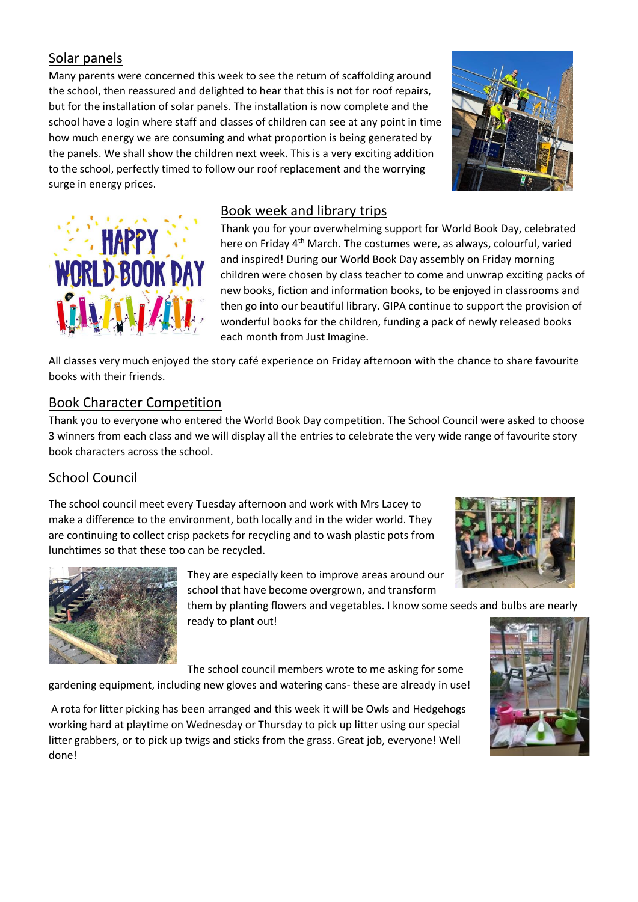## Solar panels

Many parents were concerned this week to see the return of scaffolding around the school, then reassured and delighted to hear that this is not for roof repairs, but for the installation of solar panels. The installation is now complete and the school have a login where staff and classes of children can see at any point in time how much energy we are consuming and what proportion is being generated by the panels. We shall show the children next week. This is a very exciting addition to the school, perfectly timed to follow our roof replacement and the worrying surge in energy prices.

## Book week and library trips

Thank you for your overwhelming support for World Book Day, celebrated here on Friday 4th March. The costumes were, as always, colourful, varied and inspired! During our World Book Day assembly on Friday morning children were chosen by class teacher to come and unwrap exciting packs of new books, fiction and information books, to be enjoyed in classrooms and then go into our beautiful library. GIPA continue to support the provision of wonderful books for the children, funding a pack of newly released books each month from Just Imagine.

All classes very much enjoyed the story café experience on Friday afternoon with the chance to share favourite books with their friends.

## Book Character Competition

Thank you to everyone who entered the World Book Day competition. The School Council were asked to choose 3 winners from each class and we will display all the entries to celebrate the very wide range of favourite story book characters across the school.

## School Council

The school council meet every Tuesday afternoon and work with Mrs Lacey to make a difference to the environment, both locally and in the wider world. They are continuing to collect crisp packets for recycling and to wash plastic pots from lunchtimes so that these too can be recycled.

They are especially keen to improve areas around our school that have become overgrown, and transform them by planting flowers and vegetables. I know some seeds and bulbs are nearly ready to plant out!

The school council members wrote to me asking for some gardening equipment, including new gloves and watering cans- these are already in use!

A rota for litter picking has been arranged and this week it will be Owls and Hedgehogs working hard at playtime on Wednesday or Thursday to pick up litter using our special litter grabbers, or to pick up twigs and sticks from the grass. Great job, everyone! Well done!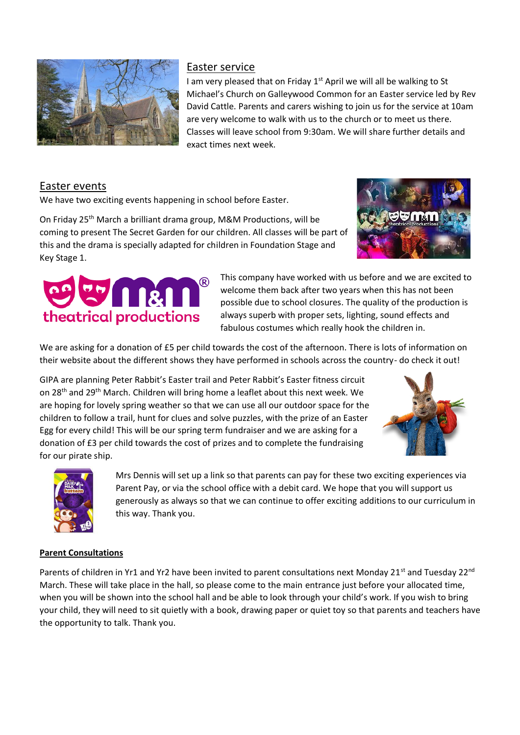## Easter service

I am very pleased that on Friday 1st April we will all be walking to St Michael's Church on Galleywood Common for an Easter service led by Rev David Cattle. Parents and carers wishing to join us for the service at 10am are very welcome to walk with us to the church or to meet us there. Classes will leave school from 9:30am. We will share further details and exact times next week.

## Easter events

We have two exciting events happening in school before Easter.

On Friday 25th March a brilliant drama group, M&M Productions, will be coming to present The Secret Garden for our children. All classes will be part of this and the drama is specially adapted for children in Foundation Stage and Key Stage 1.

This company have worked with us before and we are excited to welcome them back after two years when this has not been possible due to school closures. The quality of the production is always superb with proper sets, lighting, sound effects and fabulous costumes which really hook the children in.

We are asking for a donation of £5 per child towards the cost of the afternoon. There is lots of information on their website about the different shows they have performed in schools across the country- do check it out!

GIPA are planning Peter Rabbit's Easter trail and Peter Rabbit's Easter fitness circuit on 28th and 29th March. Children will bring home a leaflet about this next week. We are hoping for lovely spring weather so that we can use all our outdoor space for the children to follow a trail, hunt for clues and solve puzzles, with the prize of an Easter Egg for every child! This will be our spring term fundraiser and we are asking for a donation of £3 per child towards the cost of prizes and to complete the fundraising for our pirate ship.

Mrs Dennis will set up a link so that parents can pay for these two exciting experiences via Parent Pay, or via the school office with a debit card. We hope that you will support us generously as always so that we can continue to offer exciting additions to our curriculum in this way. Thank you.

**Parent Consultations**

Parents of children in Yr1 and Yr2 have been invited to parent consultations next Monday 21st and Tuesday 22nd March. These will take place in the hall, so please come to the main entrance just before your allocated time, when you will be shown into the school hall and be able to look through your child's work. If you wish to bring your child, they will need to sit quietly with a book, drawing paper or quiet toy so that parents and teachers have the opportunity to talk. Thank you.